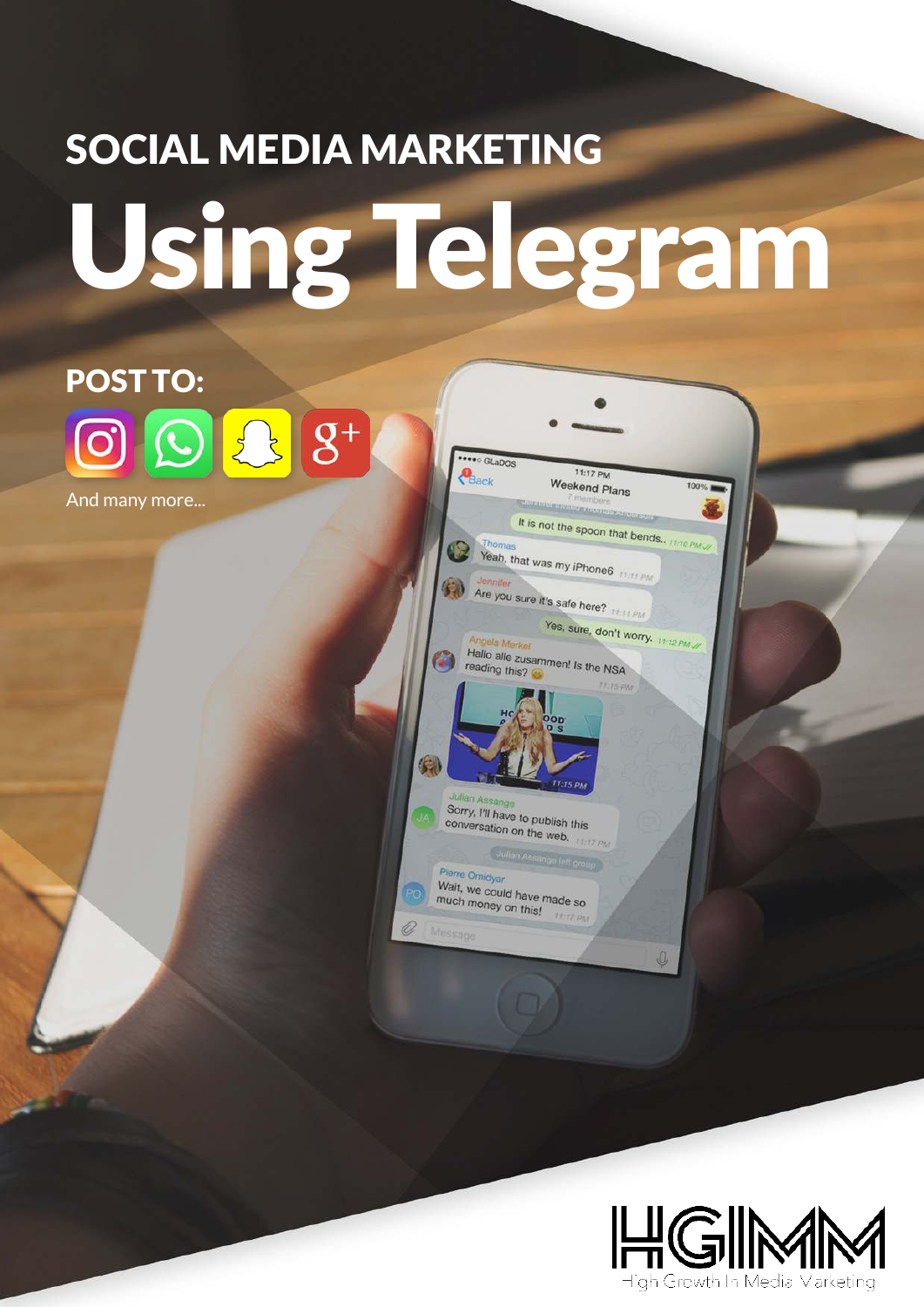SOCIAL MEDIA MARKETING

# Using Telegram

**POST TO:**

And many more...

HGIMM

High Growth In Media Marketing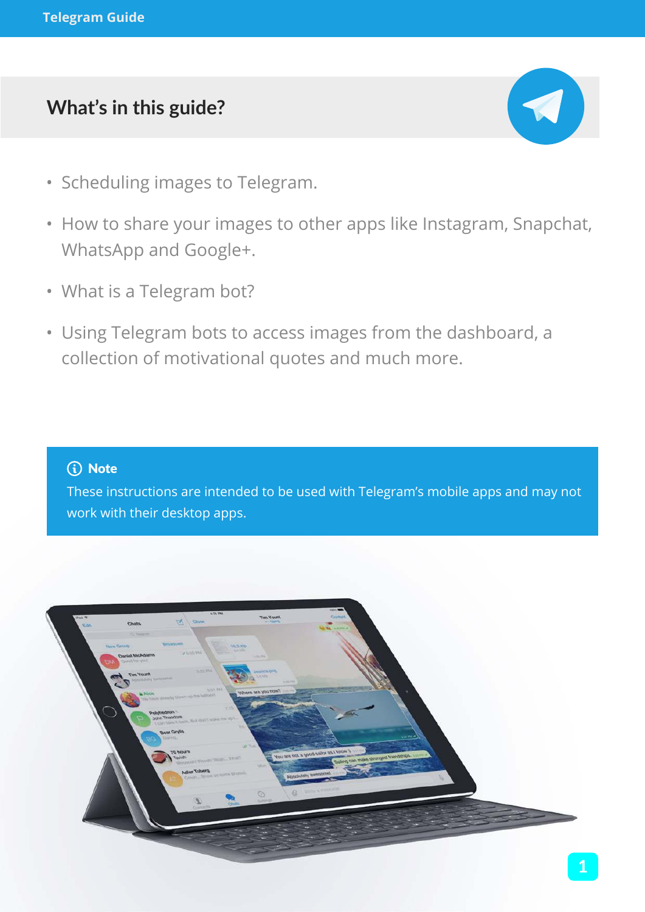## What's in this guide?

- Scheduling images to Telegram.
- How to share your images to other apps like Instagram, Snapchat, WhatsApp and Google+.
- What is a Telegram bot?
- Using Telegram bots to access images from the dashboard, a collection of motivational quotes and much more.

> **Note**
> These instructions are intended to be used with Telegram's mobile apps and may not work with their desktop apps.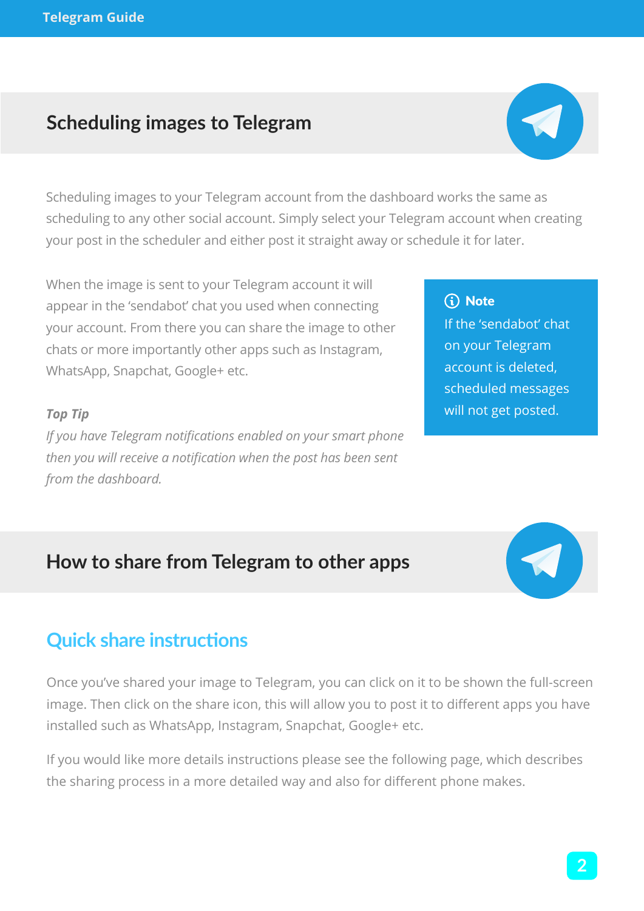## Scheduling images to Telegram

Scheduling images to your Telegram account from the dashboard works the same as scheduling to any other social account. Simply select your Telegram account when creating your post in the scheduler and either post it straight away or schedule it for later.

When the image is sent to your Telegram account it will appear in the 'sendabot' chat you used when connecting your account. From there you can share the image to other chats or more importantly other apps such as Instagram, WhatsApp, Snapchat, Google+ etc.

> **Note**
> If the 'sendabot' chat on your Telegram account is deleted, scheduled messages will not get posted.

***Top Tip***
*If you have Telegram notifications enabled on your smart phone then you will receive a notification when the post has been sent from the dashboard.*

## How to share from Telegram to other apps

### Quick share instructions

Once you've shared your image to Telegram, you can click on it to be shown the full-screen image. Then click on the share icon, this will allow you to post it to different apps you have installed such as WhatsApp, Instagram, Snapchat, Google+ etc.

If you would like more details instructions please see the following page, which describes the sharing process in a more detailed way and also for different phone makes.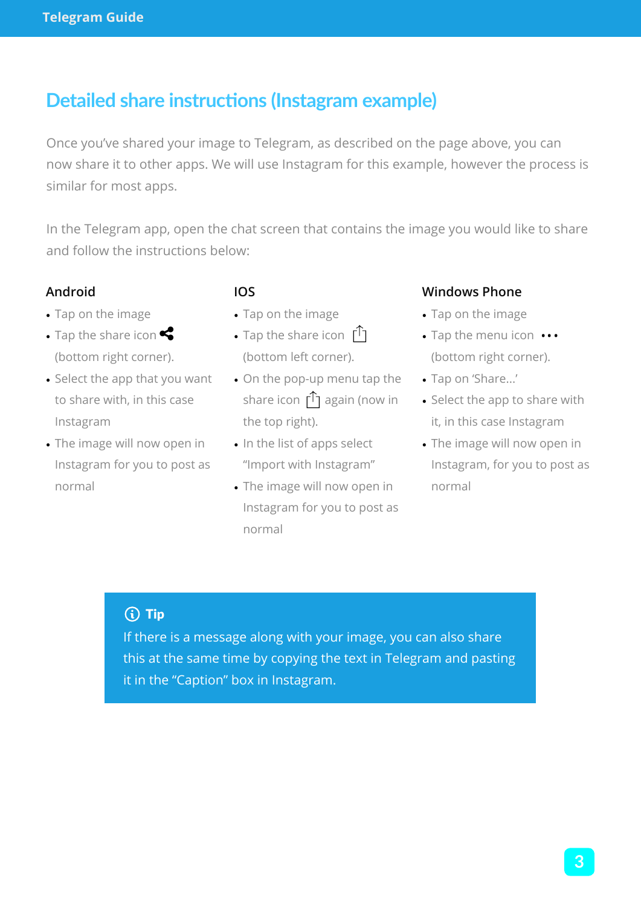# Detailed share instructions (Instagram example)

Once you've shared your image to Telegram, as described on the page above, you can now share it to other apps. We will use Instagram for this example, however the process is similar for most apps.

In the Telegram app, open the chat screen that contains the image you would like to share and follow the instructions below:

### Android

- Tap on the image
- Tap the share icon (bottom right corner).
- Select the app that you want to share with, in this case Instagram
- The image will now open in Instagram for you to post as normal

### IOS

- Tap on the image
- Tap the share icon (bottom left corner).
- On the pop-up menu tap the share icon again (now in the top right).
- In the list of apps select "Import with Instagram"
- The image will now open in Instagram for you to post as normal

### Windows Phone

- Tap on the image
- Tap the menu icon ••• (bottom right corner).
- Tap on 'Share...'
- Select the app to share with it, in this case Instagram
- The image will now open in Instagram, for you to post as normal

**Tip**

If there is a message along with your image, you can also share this at the same time by copying the text in Telegram and pasting it in the "Caption" box in Instagram.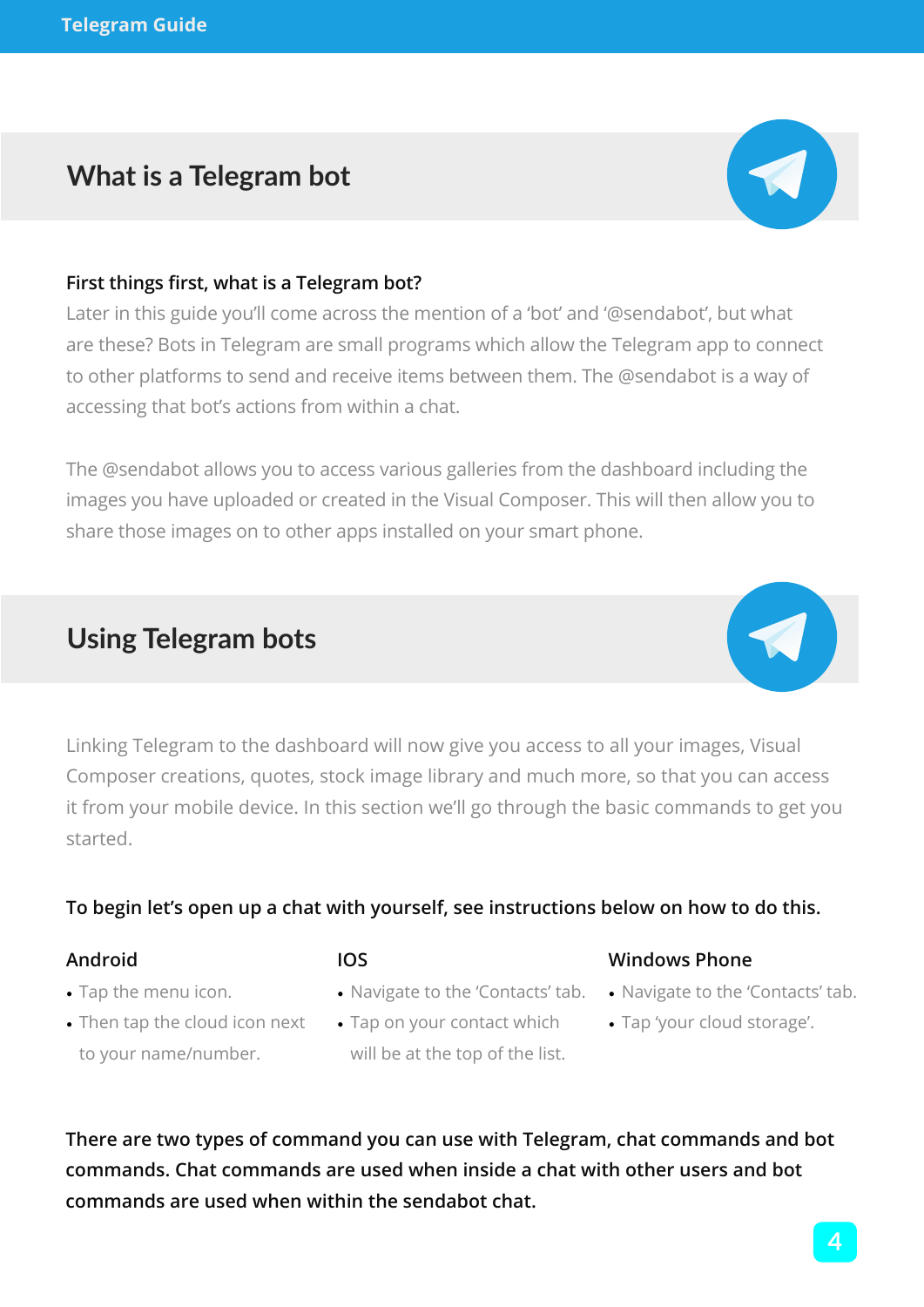## What is a Telegram bot

**First things first, what is a Telegram bot?**

Later in this guide you'll come across the mention of a 'bot' and '@sendabot', but what are these? Bots in Telegram are small programs which allow the Telegram app to connect to other platforms to send and receive items between them. The @sendabot is a way of accessing that bot's actions from within a chat.

The @sendabot allows you to access various galleries from the dashboard including the images you have uploaded or created in the Visual Composer. This will then allow you to share those images on to other apps installed on your smart phone.

## Using Telegram bots

Linking Telegram to the dashboard will now give you access to all your images, Visual Composer creations, quotes, stock image library and much more, so that you can access it from your mobile device. In this section we'll go through the basic commands to get you started.

**To begin let's open up a chat with yourself, see instructions below on how to do this.**

### Android

- Tap the menu icon.
- Then tap the cloud icon next to your name/number.

### IOS

- Navigate to the 'Contacts' tab.
- Tap on your contact which will be at the top of the list.

### Windows Phone

- Navigate to the 'Contacts' tab.
- Tap 'your cloud storage'.

**There are two types of command you can use with Telegram, chat commands and bot commands. Chat commands are used when inside a chat with other users and bot commands are used when within the sendabot chat.**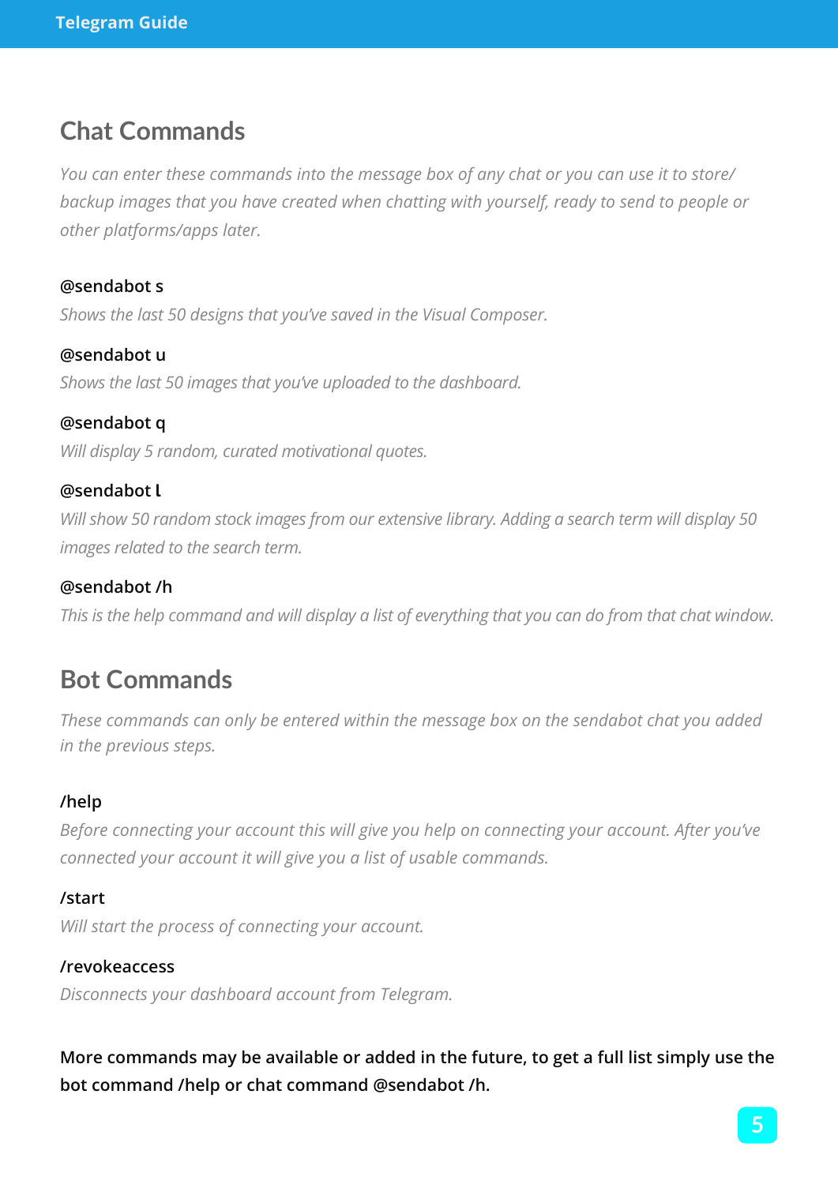## Chat Commands

*You can enter these commands into the message box of any chat or you can use it to store/backup images that you have created when chatting with yourself, ready to send to people or other platforms/apps later.*

**@sendabot s**

*Shows the last 50 designs that you've saved in the Visual Composer.*

**@sendabot u**

*Shows the last 50 images that you've uploaded to the dashboard.*

**@sendabot q**

*Will display 5 random, curated motivational quotes.*

**@sendabot l**

*Will show 50 random stock images from our extensive library. Adding a search term will display 50 images related to the search term.*

**@sendabot /h**

*This is the help command and will display a list of everything that you can do from that chat window.*

## Bot Commands

*These commands can only be entered within the message box on the sendabot chat you added in the previous steps.*

**/help**

*Before connecting your account this will give you help on connecting your account. After you've connected your account it will give you a list of usable commands.*

**/start**

*Will start the process of connecting your account.*

**/revokeaccess**

*Disconnects your dashboard account from Telegram.*

**More commands may be available or added in the future, to get a full list simply use the bot command /help or chat command @sendabot /h.**